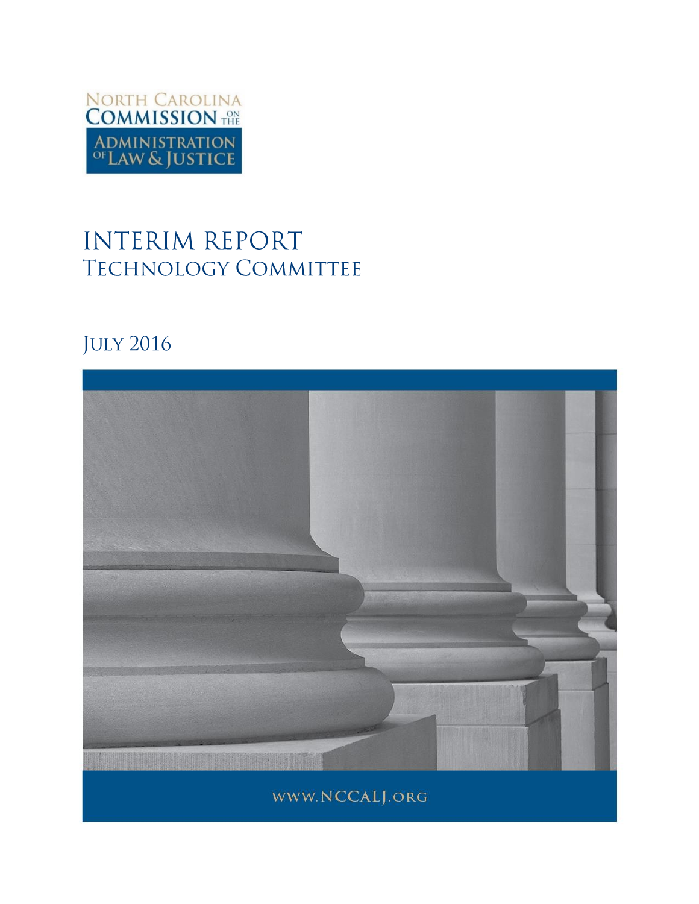North Carolina Commission on the Administration of Law & Justice

# INTERIM REPORT
## Technology Committee

July 2016

www.NCCALJ.org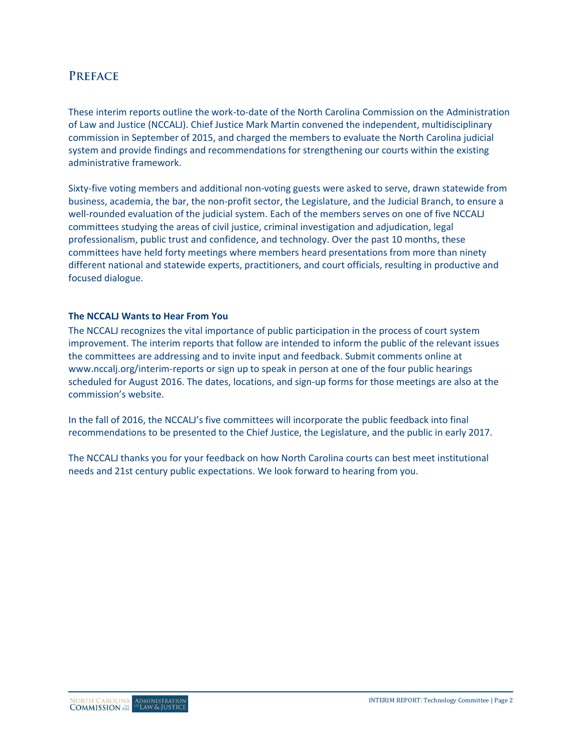# Preface

These interim reports outline the work-to-date of the North Carolina Commission on the Administration of Law and Justice (NCCALJ). Chief Justice Mark Martin convened the independent, multidisciplinary commission in September of 2015, and charged the members to evaluate the North Carolina judicial system and provide findings and recommendations for strengthening our courts within the existing administrative framework.

Sixty-five voting members and additional non-voting guests were asked to serve, drawn statewide from business, academia, the bar, the non-profit sector, the Legislature, and the Judicial Branch, to ensure a well-rounded evaluation of the judicial system. Each of the members serves on one of five NCCALJ committees studying the areas of civil justice, criminal investigation and adjudication, legal professionalism, public trust and confidence, and technology. Over the past 10 months, these committees have held forty meetings where members heard presentations from more than ninety different national and statewide experts, practitioners, and court officials, resulting in productive and focused dialogue.

**The NCCALJ Wants to Hear From You**

The NCCALJ recognizes the vital importance of public participation in the process of court system improvement. The interim reports that follow are intended to inform the public of the relevant issues the committees are addressing and to invite input and feedback. Submit comments online at www.nccalj.org/interim-reports or sign up to speak in person at one of the four public hearings scheduled for August 2016. The dates, locations, and sign-up forms for those meetings are also at the commission's website.

In the fall of 2016, the NCCALJ's five committees will incorporate the public feedback into final recommendations to be presented to the Chief Justice, the Legislature, and the public in early 2017.

The NCCALJ thanks you for your feedback on how North Carolina courts can best meet institutional needs and 21st century public expectations. We look forward to hearing from you.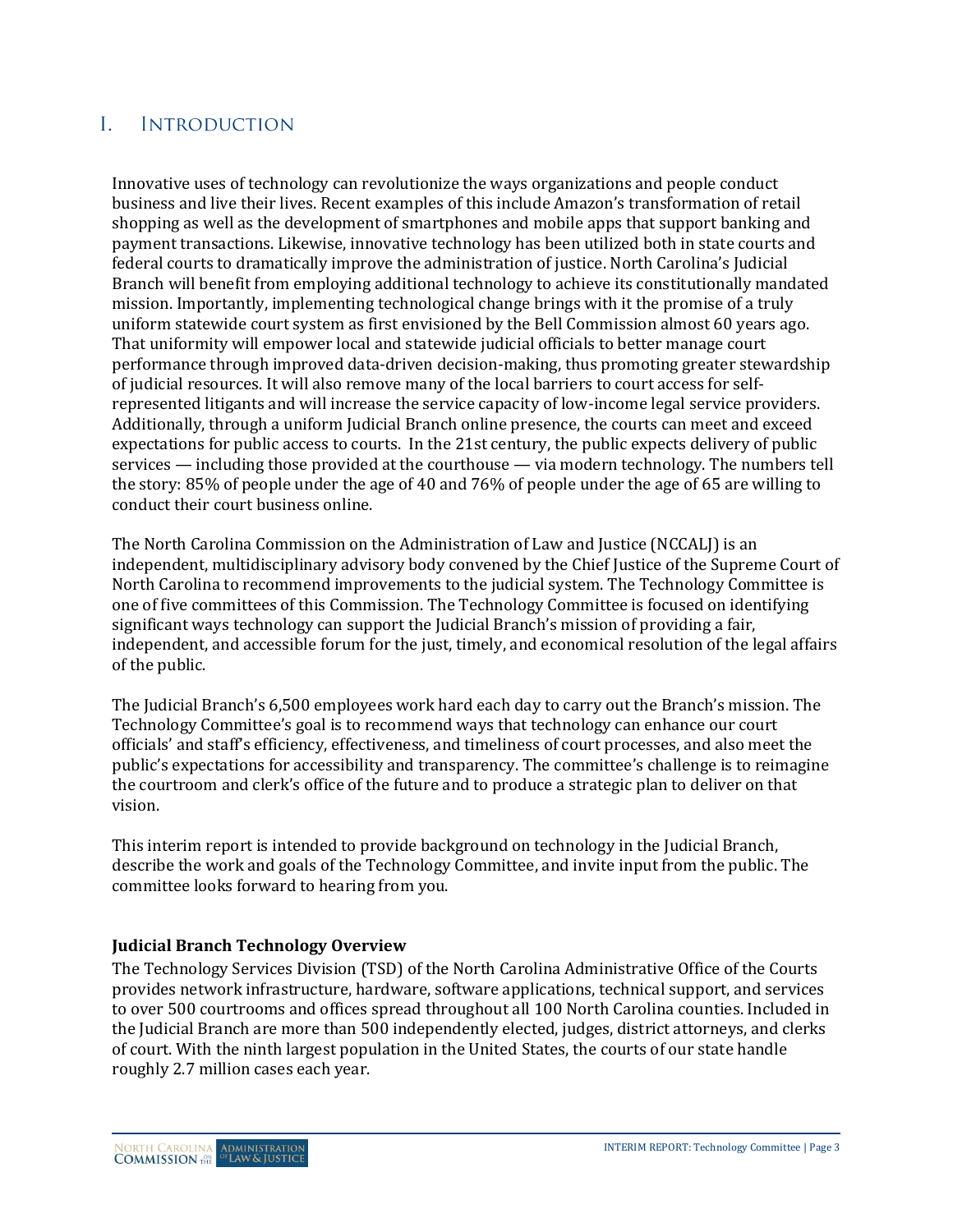# I. Introduction

Innovative uses of technology can revolutionize the ways organizations and people conduct business and live their lives. Recent examples of this include Amazon's transformation of retail shopping as well as the development of smartphones and mobile apps that support banking and payment transactions. Likewise, innovative technology has been utilized both in state courts and federal courts to dramatically improve the administration of justice. North Carolina's Judicial Branch will benefit from employing additional technology to achieve its constitutionally mandated mission. Importantly, implementing technological change brings with it the promise of a truly uniform statewide court system as first envisioned by the Bell Commission almost 60 years ago. That uniformity will empower local and statewide judicial officials to better manage court performance through improved data-driven decision-making, thus promoting greater stewardship of judicial resources. It will also remove many of the local barriers to court access for self-represented litigants and will increase the service capacity of low-income legal service providers. Additionally, through a uniform Judicial Branch online presence, the courts can meet and exceed expectations for public access to courts. In the 21st century, the public expects delivery of public services — including those provided at the courthouse — via modern technology. The numbers tell the story: 85% of people under the age of 40 and 76% of people under the age of 65 are willing to conduct their court business online.

The North Carolina Commission on the Administration of Law and Justice (NCCALJ) is an independent, multidisciplinary advisory body convened by the Chief Justice of the Supreme Court of North Carolina to recommend improvements to the judicial system. The Technology Committee is one of five committees of this Commission. The Technology Committee is focused on identifying significant ways technology can support the Judicial Branch's mission of providing a fair, independent, and accessible forum for the just, timely, and economical resolution of the legal affairs of the public.

The Judicial Branch's 6,500 employees work hard each day to carry out the Branch's mission. The Technology Committee's goal is to recommend ways that technology can enhance our court officials' and staff's efficiency, effectiveness, and timeliness of court processes, and also meet the public's expectations for accessibility and transparency. The committee's challenge is to reimagine the courtroom and clerk's office of the future and to produce a strategic plan to deliver on that vision.

This interim report is intended to provide background on technology in the Judicial Branch, describe the work and goals of the Technology Committee, and invite input from the public. The committee looks forward to hearing from you.

**Judicial Branch Technology Overview**

The Technology Services Division (TSD) of the North Carolina Administrative Office of the Courts provides network infrastructure, hardware, software applications, technical support, and services to over 500 courtrooms and offices spread throughout all 100 North Carolina counties. Included in the Judicial Branch are more than 500 independently elected, judges, district attorneys, and clerks of court. With the ninth largest population in the United States, the courts of our state handle roughly 2.7 million cases each year.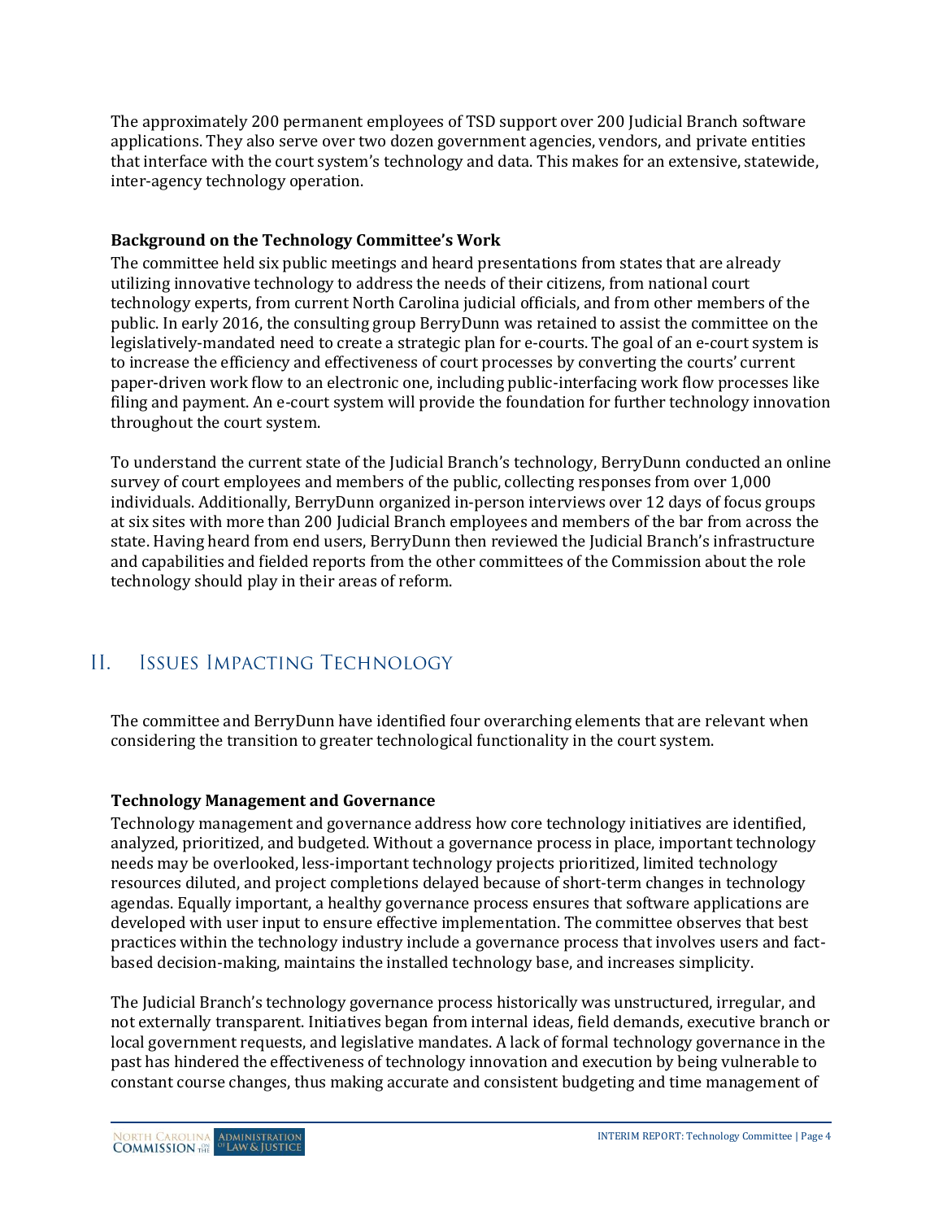The approximately 200 permanent employees of TSD support over 200 Judicial Branch software applications. They also serve over two dozen government agencies, vendors, and private entities that interface with the court system's technology and data. This makes for an extensive, statewide, inter-agency technology operation.

### Background on the Technology Committee's Work

The committee held six public meetings and heard presentations from states that are already utilizing innovative technology to address the needs of their citizens, from national court technology experts, from current North Carolina judicial officials, and from other members of the public. In early 2016, the consulting group BerryDunn was retained to assist the committee on the legislatively-mandated need to create a strategic plan for e-courts. The goal of an e-court system is to increase the efficiency and effectiveness of court processes by converting the courts' current paper-driven work flow to an electronic one, including public-interfacing work flow processes like filing and payment. An e-court system will provide the foundation for further technology innovation throughout the court system.

To understand the current state of the Judicial Branch's technology, BerryDunn conducted an online survey of court employees and members of the public, collecting responses from over 1,000 individuals. Additionally, BerryDunn organized in-person interviews over 12 days of focus groups at six sites with more than 200 Judicial Branch employees and members of the bar from across the state. Having heard from end users, BerryDunn then reviewed the Judicial Branch's infrastructure and capabilities and fielded reports from the other committees of the Commission about the role technology should play in their areas of reform.

## II. Issues Impacting Technology

The committee and BerryDunn have identified four overarching elements that are relevant when considering the transition to greater technological functionality in the court system.

### Technology Management and Governance

Technology management and governance address how core technology initiatives are identified, analyzed, prioritized, and budgeted. Without a governance process in place, important technology needs may be overlooked, less-important technology projects prioritized, limited technology resources diluted, and project completions delayed because of short-term changes in technology agendas. Equally important, a healthy governance process ensures that software applications are developed with user input to ensure effective implementation. The committee observes that best practices within the technology industry include a governance process that involves users and fact-based decision-making, maintains the installed technology base, and increases simplicity.

The Judicial Branch's technology governance process historically was unstructured, irregular, and not externally transparent. Initiatives began from internal ideas, field demands, executive branch or local government requests, and legislative mandates. A lack of formal technology governance in the past has hindered the effectiveness of technology innovation and execution by being vulnerable to constant course changes, thus making accurate and consistent budgeting and time management of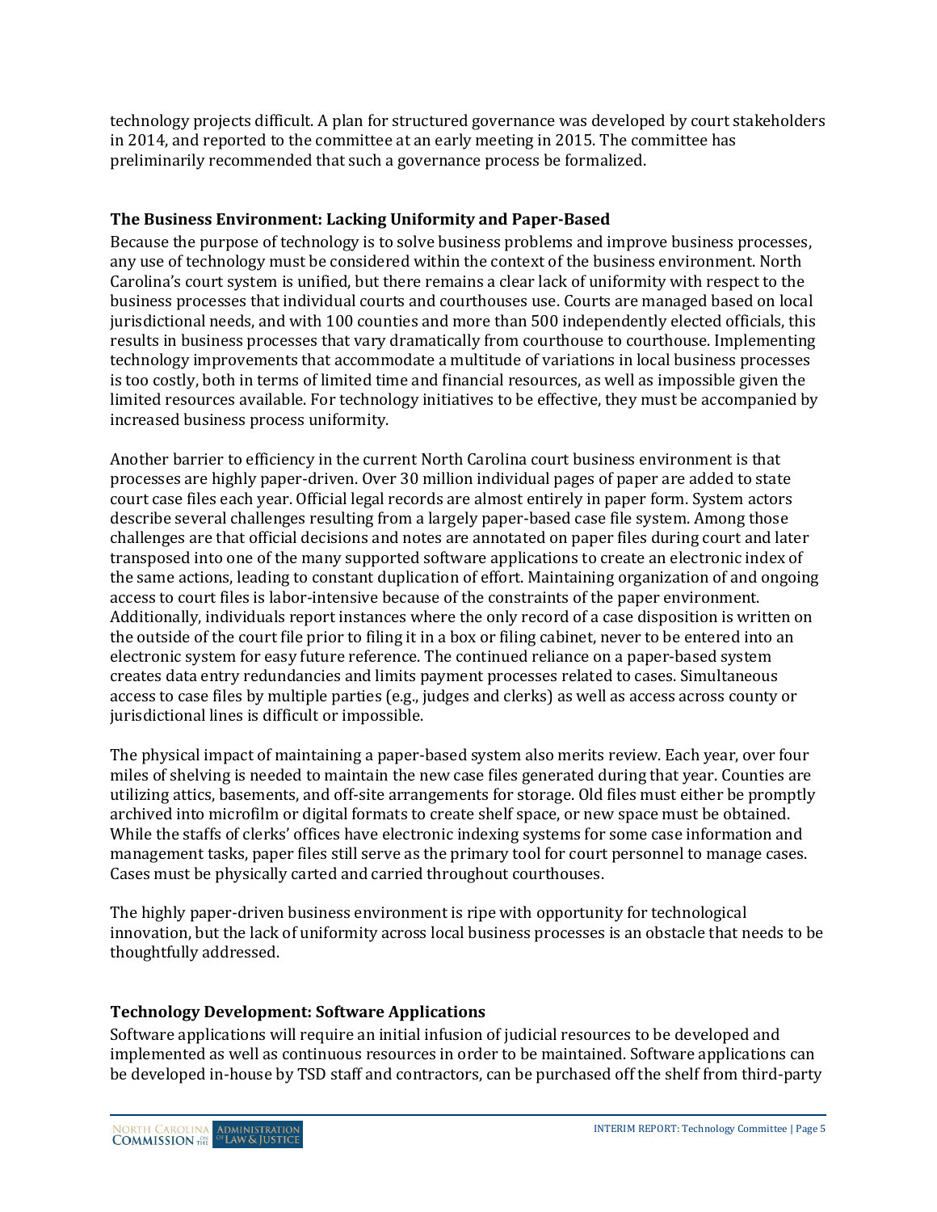technology projects difficult. A plan for structured governance was developed by court stakeholders in 2014, and reported to the committee at an early meeting in 2015. The committee has preliminarily recommended that such a governance process be formalized.

### The Business Environment: Lacking Uniformity and Paper-Based

Because the purpose of technology is to solve business problems and improve business processes, any use of technology must be considered within the context of the business environment. North Carolina's court system is unified, but there remains a clear lack of uniformity with respect to the business processes that individual courts and courthouses use. Courts are managed based on local jurisdictional needs, and with 100 counties and more than 500 independently elected officials, this results in business processes that vary dramatically from courthouse to courthouse. Implementing technology improvements that accommodate a multitude of variations in local business processes is too costly, both in terms of limited time and financial resources, as well as impossible given the limited resources available. For technology initiatives to be effective, they must be accompanied by increased business process uniformity.

Another barrier to efficiency in the current North Carolina court business environment is that processes are highly paper-driven. Over 30 million individual pages of paper are added to state court case files each year. Official legal records are almost entirely in paper form. System actors describe several challenges resulting from a largely paper-based case file system. Among those challenges are that official decisions and notes are annotated on paper files during court and later transposed into one of the many supported software applications to create an electronic index of the same actions, leading to constant duplication of effort. Maintaining organization of and ongoing access to court files is labor-intensive because of the constraints of the paper environment. Additionally, individuals report instances where the only record of a case disposition is written on the outside of the court file prior to filing it in a box or filing cabinet, never to be entered into an electronic system for easy future reference. The continued reliance on a paper-based system creates data entry redundancies and limits payment processes related to cases. Simultaneous access to case files by multiple parties (e.g., judges and clerks) as well as access across county or jurisdictional lines is difficult or impossible.

The physical impact of maintaining a paper-based system also merits review. Each year, over four miles of shelving is needed to maintain the new case files generated during that year. Counties are utilizing attics, basements, and off-site arrangements for storage. Old files must either be promptly archived into microfilm or digital formats to create shelf space, or new space must be obtained. While the staffs of clerks' offices have electronic indexing systems for some case information and management tasks, paper files still serve as the primary tool for court personnel to manage cases. Cases must be physically carted and carried throughout courthouses.

The highly paper-driven business environment is ripe with opportunity for technological innovation, but the lack of uniformity across local business processes is an obstacle that needs to be thoughtfully addressed.

### Technology Development: Software Applications

Software applications will require an initial infusion of judicial resources to be developed and implemented as well as continuous resources in order to be maintained. Software applications can be developed in-house by TSD staff and contractors, can be purchased off the shelf from third-party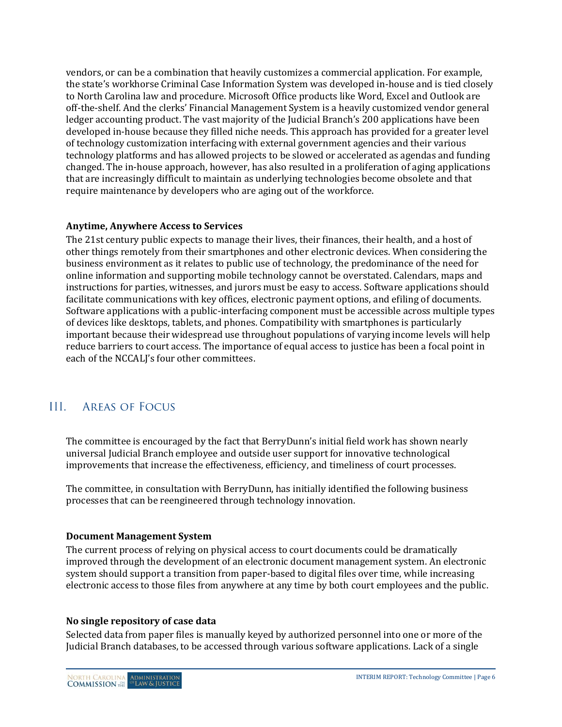vendors, or can be a combination that heavily customizes a commercial application. For example, the state's workhorse Criminal Case Information System was developed in-house and is tied closely to North Carolina law and procedure. Microsoft Office products like Word, Excel and Outlook are off-the-shelf. And the clerks' Financial Management System is a heavily customized vendor general ledger accounting product. The vast majority of the Judicial Branch's 200 applications have been developed in-house because they filled niche needs. This approach has provided for a greater level of technology customization interfacing with external government agencies and their various technology platforms and has allowed projects to be slowed or accelerated as agendas and funding changed. The in-house approach, however, has also resulted in a proliferation of aging applications that are increasingly difficult to maintain as underlying technologies become obsolete and that require maintenance by developers who are aging out of the workforce.

**Anytime, Anywhere Access to Services**

The 21st century public expects to manage their lives, their finances, their health, and a host of other things remotely from their smartphones and other electronic devices. When considering the business environment as it relates to public use of technology, the predominance of the need for online information and supporting mobile technology cannot be overstated. Calendars, maps and instructions for parties, witnesses, and jurors must be easy to access. Software applications should facilitate communications with key offices, electronic payment options, and efiling of documents. Software applications with a public-interfacing component must be accessible across multiple types of devices like desktops, tablets, and phones. Compatibility with smartphones is particularly important because their widespread use throughout populations of varying income levels will help reduce barriers to court access. The importance of equal access to justice has been a focal point in each of the NCCALJ's four other committees.

## III. Areas of Focus

The committee is encouraged by the fact that BerryDunn's initial field work has shown nearly universal Judicial Branch employee and outside user support for innovative technological improvements that increase the effectiveness, efficiency, and timeliness of court processes.

The committee, in consultation with BerryDunn, has initially identified the following business processes that can be reengineered through technology innovation.

**Document Management System**

The current process of relying on physical access to court documents could be dramatically improved through the development of an electronic document management system. An electronic system should support a transition from paper-based to digital files over time, while increasing electronic access to those files from anywhere at any time by both court employees and the public.

**No single repository of case data**

Selected data from paper files is manually keyed by authorized personnel into one or more of the Judicial Branch databases, to be accessed through various software applications. Lack of a single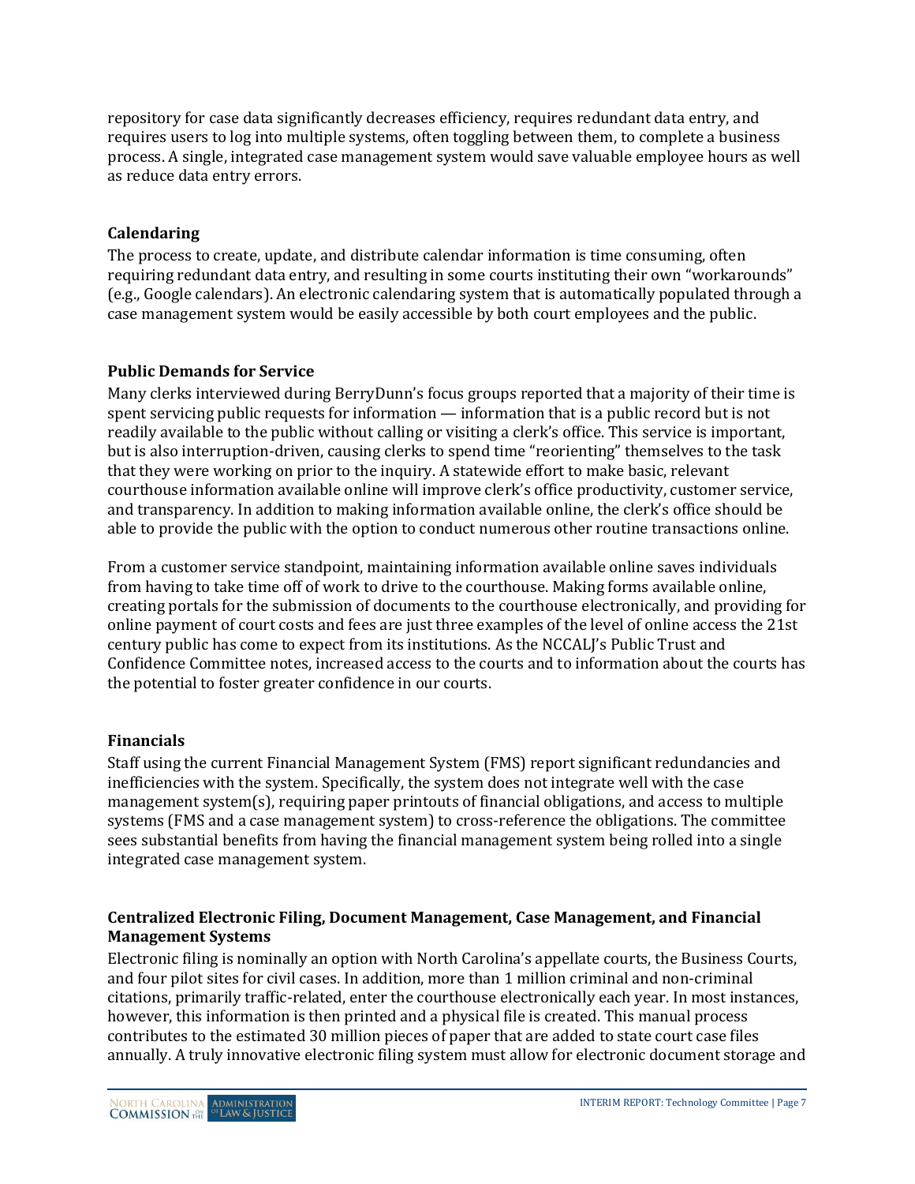repository for case data significantly decreases efficiency, requires redundant data entry, and requires users to log into multiple systems, often toggling between them, to complete a business process. A single, integrated case management system would save valuable employee hours as well as reduce data entry errors.

### Calendaring

The process to create, update, and distribute calendar information is time consuming, often requiring redundant data entry, and resulting in some courts instituting their own "workarounds" (e.g., Google calendars). An electronic calendaring system that is automatically populated through a case management system would be easily accessible by both court employees and the public.

### Public Demands for Service

Many clerks interviewed during BerryDunn's focus groups reported that a majority of their time is spent servicing public requests for information — information that is a public record but is not readily available to the public without calling or visiting a clerk's office. This service is important, but is also interruption-driven, causing clerks to spend time "reorienting" themselves to the task that they were working on prior to the inquiry. A statewide effort to make basic, relevant courthouse information available online will improve clerk's office productivity, customer service, and transparency. In addition to making information available online, the clerk's office should be able to provide the public with the option to conduct numerous other routine transactions online.

From a customer service standpoint, maintaining information available online saves individuals from having to take time off of work to drive to the courthouse. Making forms available online, creating portals for the submission of documents to the courthouse electronically, and providing for online payment of court costs and fees are just three examples of the level of online access the 21st century public has come to expect from its institutions. As the NCCALJ's Public Trust and Confidence Committee notes, increased access to the courts and to information about the courts has the potential to foster greater confidence in our courts.

### Financials

Staff using the current Financial Management System (FMS) report significant redundancies and inefficiencies with the system. Specifically, the system does not integrate well with the case management system(s), requiring paper printouts of financial obligations, and access to multiple systems (FMS and a case management system) to cross-reference the obligations. The committee sees substantial benefits from having the financial management system being rolled into a single integrated case management system.

### Centralized Electronic Filing, Document Management, Case Management, and Financial Management Systems

Electronic filing is nominally an option with North Carolina's appellate courts, the Business Courts, and four pilot sites for civil cases. In addition, more than 1 million criminal and non-criminal citations, primarily traffic-related, enter the courthouse electronically each year. In most instances, however, this information is then printed and a physical file is created. This manual process contributes to the estimated 30 million pieces of paper that are added to state court case files annually. A truly innovative electronic filing system must allow for electronic document storage and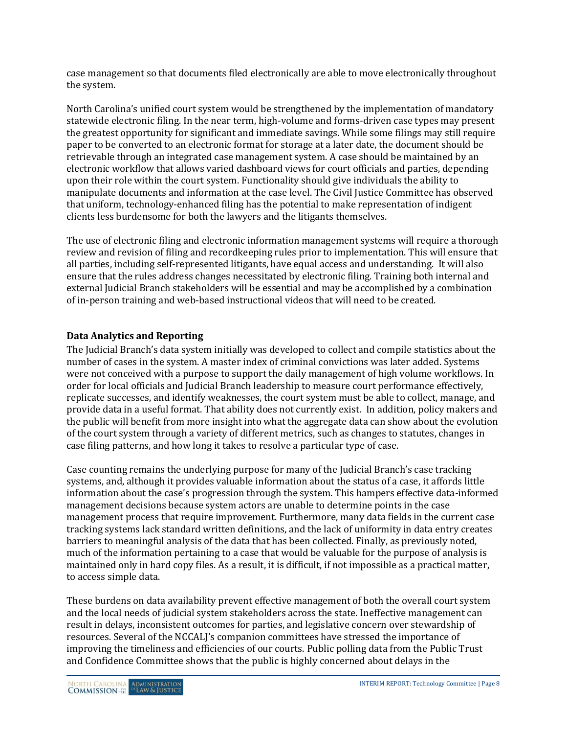case management so that documents filed electronically are able to move electronically throughout the system.

North Carolina's unified court system would be strengthened by the implementation of mandatory statewide electronic filing. In the near term, high-volume and forms-driven case types may present the greatest opportunity for significant and immediate savings. While some filings may still require paper to be converted to an electronic format for storage at a later date, the document should be retrievable through an integrated case management system. A case should be maintained by an electronic workflow that allows varied dashboard views for court officials and parties, depending upon their role within the court system. Functionality should give individuals the ability to manipulate documents and information at the case level. The Civil Justice Committee has observed that uniform, technology-enhanced filing has the potential to make representation of indigent clients less burdensome for both the lawyers and the litigants themselves.

The use of electronic filing and electronic information management systems will require a thorough review and revision of filing and recordkeeping rules prior to implementation. This will ensure that all parties, including self-represented litigants, have equal access and understanding. It will also ensure that the rules address changes necessitated by electronic filing. Training both internal and external Judicial Branch stakeholders will be essential and may be accomplished by a combination of in-person training and web-based instructional videos that will need to be created.

### Data Analytics and Reporting

The Judicial Branch's data system initially was developed to collect and compile statistics about the number of cases in the system. A master index of criminal convictions was later added. Systems were not conceived with a purpose to support the daily management of high volume workflows. In order for local officials and Judicial Branch leadership to measure court performance effectively, replicate successes, and identify weaknesses, the court system must be able to collect, manage, and provide data in a useful format. That ability does not currently exist. In addition, policy makers and the public will benefit from more insight into what the aggregate data can show about the evolution of the court system through a variety of different metrics, such as changes to statutes, changes in case filing patterns, and how long it takes to resolve a particular type of case.

Case counting remains the underlying purpose for many of the Judicial Branch's case tracking systems, and, although it provides valuable information about the status of a case, it affords little information about the case's progression through the system. This hampers effective data-informed management decisions because system actors are unable to determine points in the case management process that require improvement. Furthermore, many data fields in the current case tracking systems lack standard written definitions, and the lack of uniformity in data entry creates barriers to meaningful analysis of the data that has been collected. Finally, as previously noted, much of the information pertaining to a case that would be valuable for the purpose of analysis is maintained only in hard copy files. As a result, it is difficult, if not impossible as a practical matter, to access simple data.

These burdens on data availability prevent effective management of both the overall court system and the local needs of judicial system stakeholders across the state. Ineffective management can result in delays, inconsistent outcomes for parties, and legislative concern over stewardship of resources. Several of the NCCALJ's companion committees have stressed the importance of improving the timeliness and efficiencies of our courts. Public polling data from the Public Trust and Confidence Committee shows that the public is highly concerned about delays in the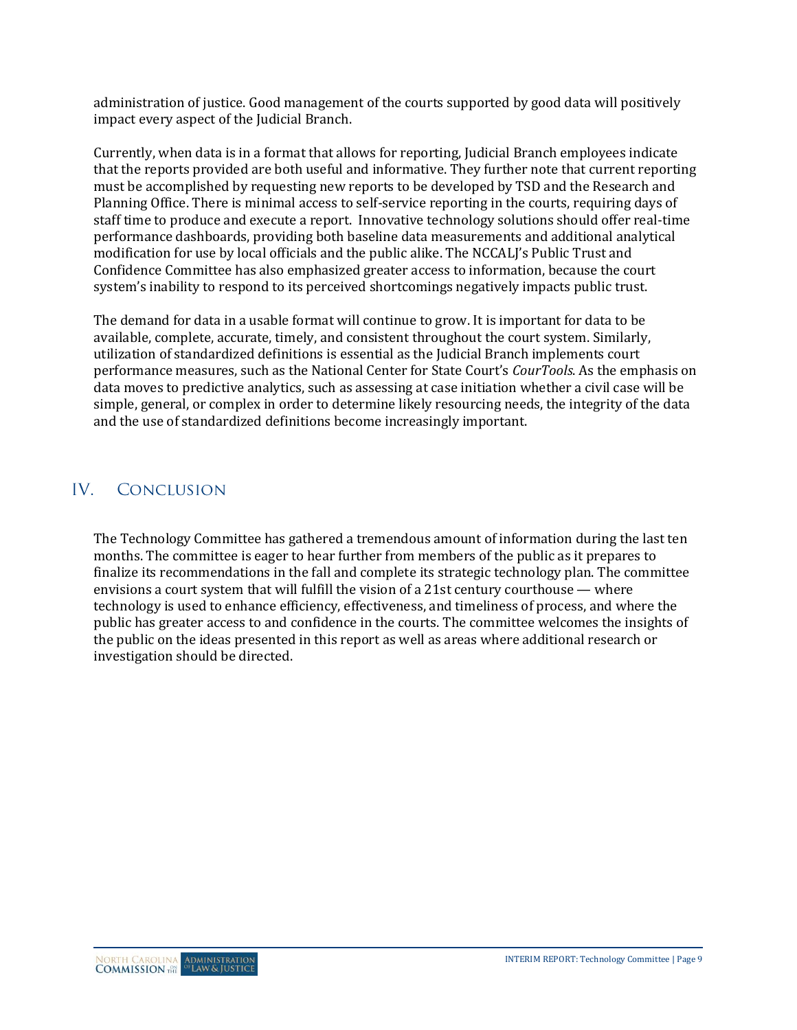administration of justice. Good management of the courts supported by good data will positively impact every aspect of the Judicial Branch.

Currently, when data is in a format that allows for reporting, Judicial Branch employees indicate that the reports provided are both useful and informative. They further note that current reporting must be accomplished by requesting new reports to be developed by TSD and the Research and Planning Office. There is minimal access to self-service reporting in the courts, requiring days of staff time to produce and execute a report. Innovative technology solutions should offer real-time performance dashboards, providing both baseline data measurements and additional analytical modification for use by local officials and the public alike. The NCCALJ's Public Trust and Confidence Committee has also emphasized greater access to information, because the court system's inability to respond to its perceived shortcomings negatively impacts public trust.

The demand for data in a usable format will continue to grow. It is important for data to be available, complete, accurate, timely, and consistent throughout the court system. Similarly, utilization of standardized definitions is essential as the Judicial Branch implements court performance measures, such as the National Center for State Court's *CourTools*. As the emphasis on data moves to predictive analytics, such as assessing at case initiation whether a civil case will be simple, general, or complex in order to determine likely resourcing needs, the integrity of the data and the use of standardized definitions become increasingly important.

## IV. Conclusion

The Technology Committee has gathered a tremendous amount of information during the last ten months. The committee is eager to hear further from members of the public as it prepares to finalize its recommendations in the fall and complete its strategic technology plan. The committee envisions a court system that will fulfill the vision of a 21st century courthouse — where technology is used to enhance efficiency, effectiveness, and timeliness of process, and where the public has greater access to and confidence in the courts. The committee welcomes the insights of the public on the ideas presented in this report as well as areas where additional research or investigation should be directed.